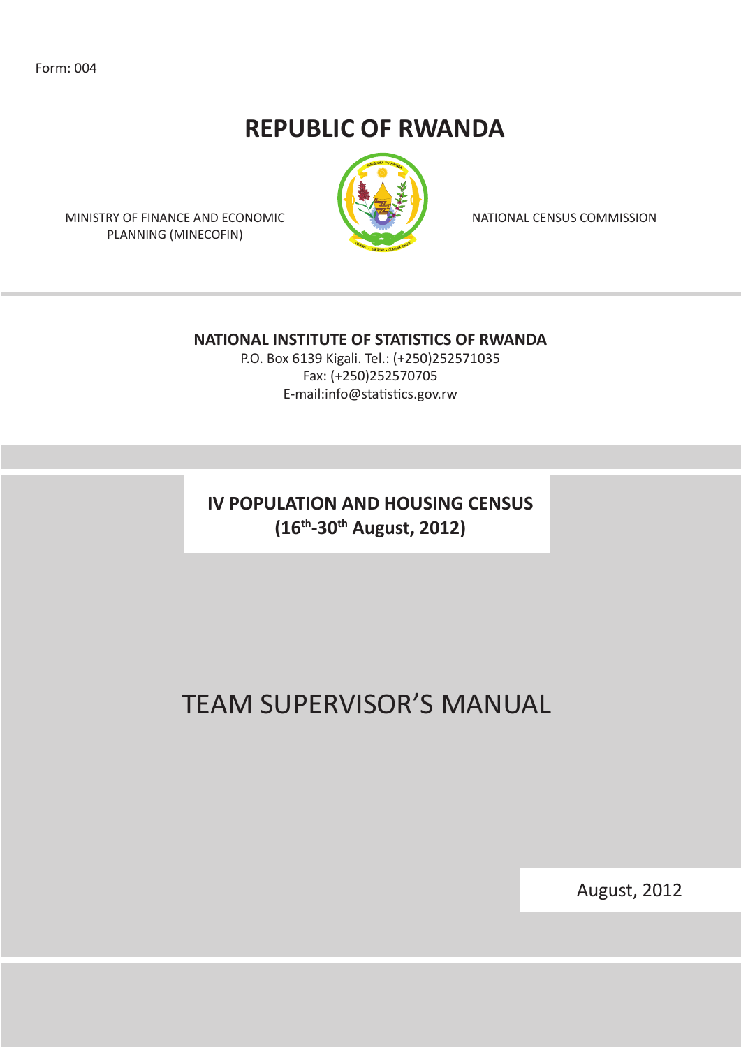Form: 004

# REPUBLIC OF RWANDA

MINISTRY OF FINANCE AND ECONOMIC PLANNING (MINECOFIN)

NATIONAL CENSUS COMMISSION

**NATIONAL INSTITUTE OF STATISTICS OF RWANDA**

P.O. Box 6139 Kigali. Tel.: (+250)252571035

Fax: (+250)252570705

E-mail:info@statistics.gov.rw

**IV POPULATION AND HOUSING CENSUS**
**(16th-30th August, 2012)**

# TEAM SUPERVISOR'S MANUAL

August, 2012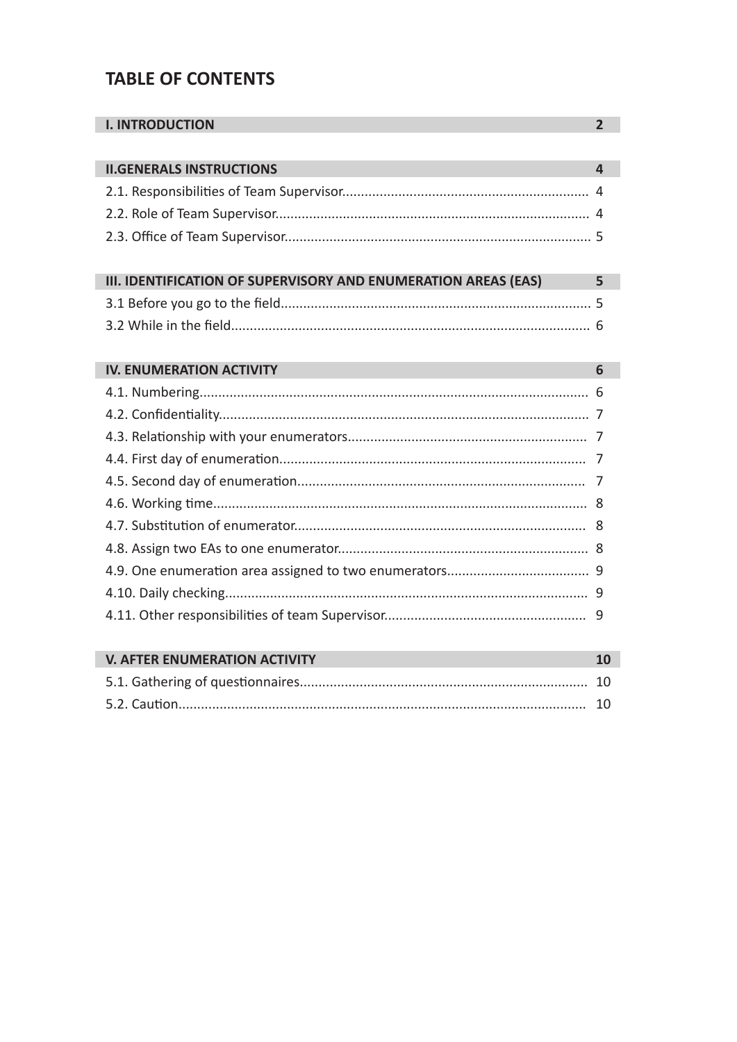# TABLE OF CONTENTS

| I. INTRODUCTION | 2 |
|---|---|

| II.GENERALS INSTRUCTIONS | 4 |
|---|---|
| 2.1. Responsibilities of Team Supervisor | 4 |
| 2.2. Role of Team Supervisor | 4 |
| 2.3. Office of Team Supervisor | 5 |

| III. IDENTIFICATION OF SUPERVISORY AND ENUMERATION AREAS (EAS) | 5 |
|---|---|
| 3.1 Before you go to the field | 5 |
| 3.2 While in the field | 6 |

| IV. ENUMERATION ACTIVITY | 6 |
|---|---|
| 4.1. Numbering | 6 |
| 4.2. Confidentiality | 7 |
| 4.3. Relationship with your enumerators | 7 |
| 4.4. First day of enumeration | 7 |
| 4.5. Second day of enumeration | 7 |
| 4.6. Working time | 8 |
| 4.7. Substitution of enumerator | 8 |
| 4.8. Assign two EAs to one enumerator | 8 |
| 4.9. One enumeration area assigned to two enumerators | 9 |
| 4.10. Daily checking | 9 |
| 4.11. Other responsibilities of team Supervisor | 9 |

| V. AFTER ENUMERATION ACTIVITY | 10 |
|---|---|
| 5.1. Gathering of questionnaires | 10 |
| 5.2. Caution | 10 |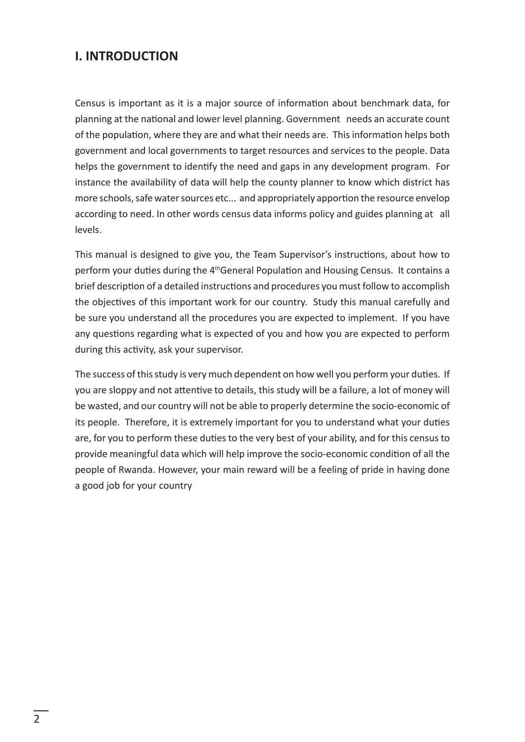## I. INTRODUCTION

Census is important as it is a major source of information about benchmark data, for planning at the national and lower level planning. Government needs an accurate count of the population, where they are and what their needs are. This information helps both government and local governments to target resources and services to the people. Data helps the government to identify the need and gaps in any development program. For instance the availability of data will help the county planner to know which district has more schools, safe water sources etc... and appropriately apportion the resource envelop according to need. In other words census data informs policy and guides planning at all levels.

This manual is designed to give you, the Team Supervisor's instructions, about how to perform your duties during the 4th General Population and Housing Census. It contains a brief description of a detailed instructions and procedures you must follow to accomplish the objectives of this important work for our country. Study this manual carefully and be sure you understand all the procedures you are expected to implement. If you have any questions regarding what is expected of you and how you are expected to perform during this activity, ask your supervisor.

The success of this study is very much dependent on how well you perform your duties. If you are sloppy and not attentive to details, this study will be a failure, a lot of money will be wasted, and our country will not be able to properly determine the socio-economic of its people. Therefore, it is extremely important for you to understand what your duties are, for you to perform these duties to the very best of your ability, and for this census to provide meaningful data which will help improve the socio-economic condition of all the people of Rwanda. However, your main reward will be a feeling of pride in having done a good job for your country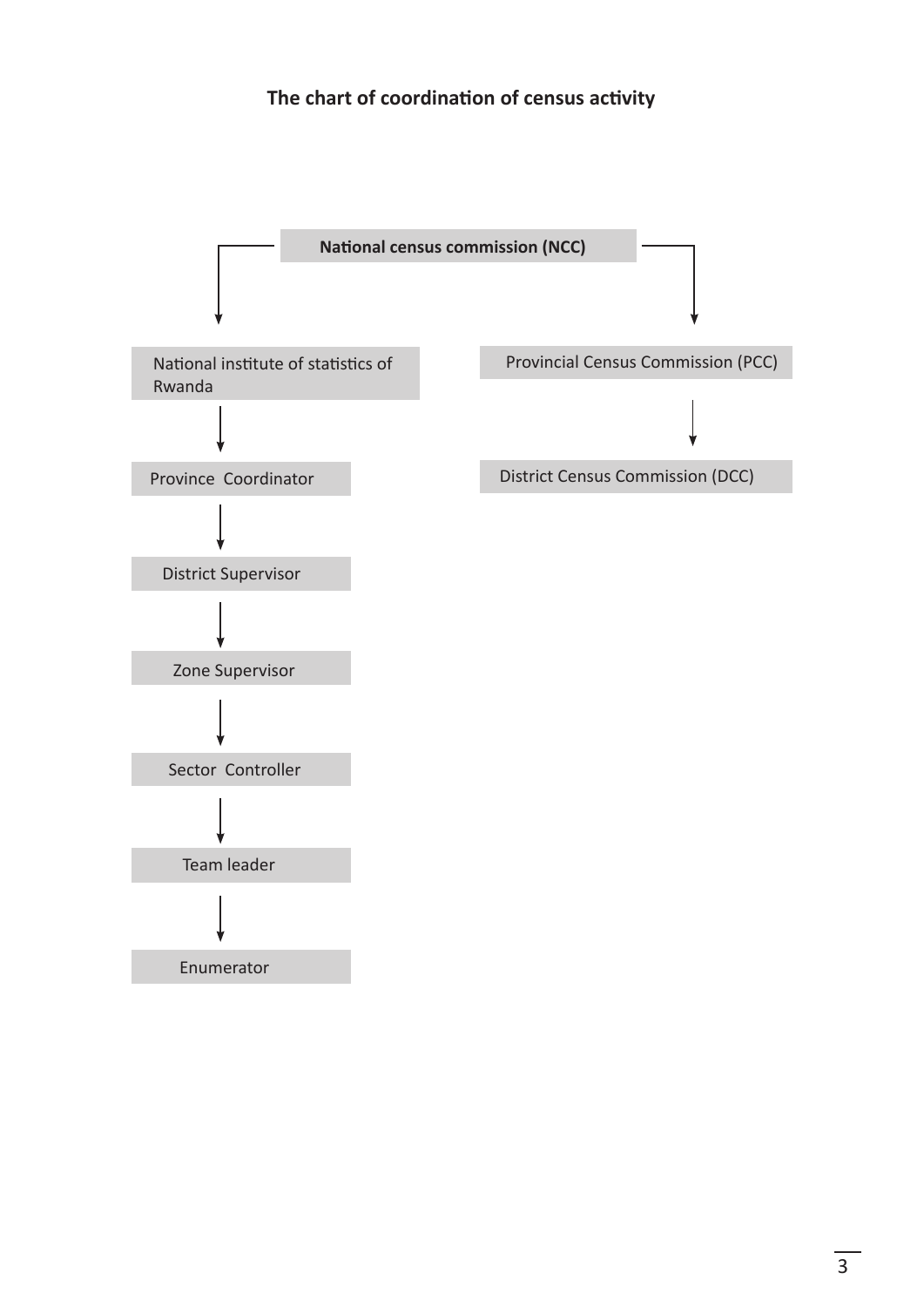**The chart of coordination of census activity**

National census commission (NCC)

- National institute of statistics of Rwanda
  - Province Coordinator
    - District Supervisor
      - Zone Supervisor
        - Sector Controller
          - Team leader
            - Enumerator
- Provincial Census Commission (PCC)
  - District Census Commission (DCC)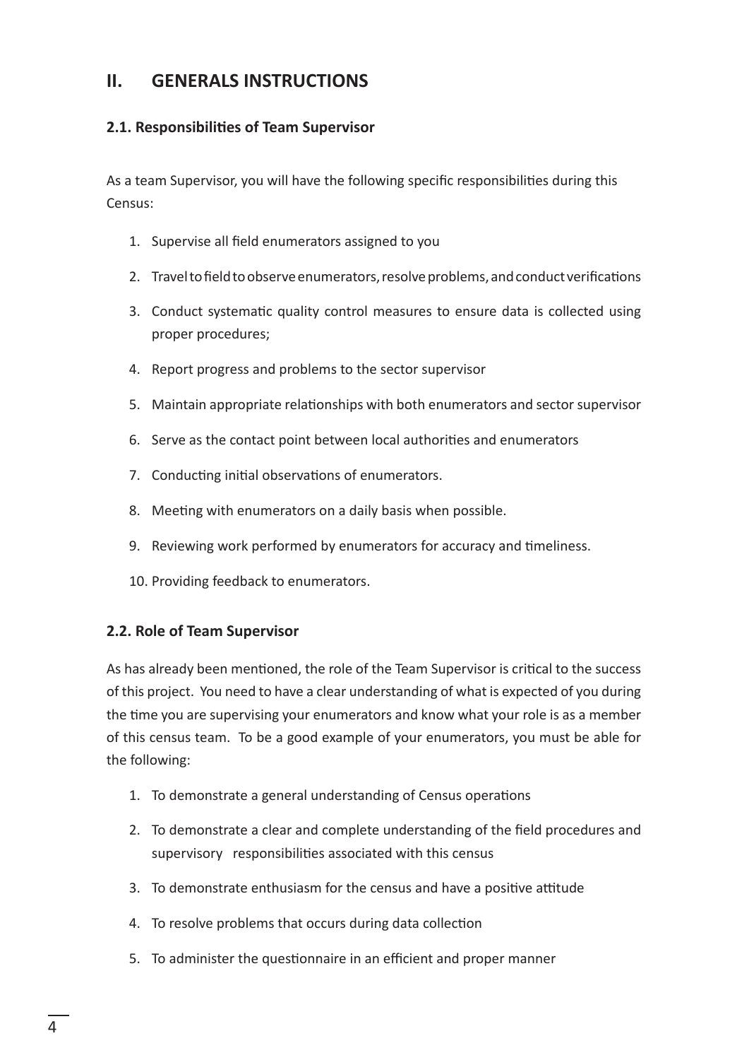## II. GENERALS INSTRUCTIONS

### 2.1. Responsibilities of Team Supervisor

As a team Supervisor, you will have the following specific responsibilities during this Census:

1. Supervise all field enumerators assigned to you
2. Travel to field to observe enumerators, resolve problems, and conduct verifications
3. Conduct systematic quality control measures to ensure data is collected using proper procedures;
4. Report progress and problems to the sector supervisor
5. Maintain appropriate relationships with both enumerators and sector supervisor
6. Serve as the contact point between local authorities and enumerators
7. Conducting initial observations of enumerators.
8. Meeting with enumerators on a daily basis when possible.
9. Reviewing work performed by enumerators for accuracy and timeliness.
10. Providing feedback to enumerators.

### 2.2. Role of Team Supervisor

As has already been mentioned, the role of the Team Supervisor is critical to the success of this project. You need to have a clear understanding of what is expected of you during the time you are supervising your enumerators and know what your role is as a member of this census team. To be a good example of your enumerators, you must be able for the following:

1. To demonstrate a general understanding of Census operations
2. To demonstrate a clear and complete understanding of the field procedures and supervisory responsibilities associated with this census
3. To demonstrate enthusiasm for the census and have a positive attitude
4. To resolve problems that occurs during data collection
5. To administer the questionnaire in an efficient and proper manner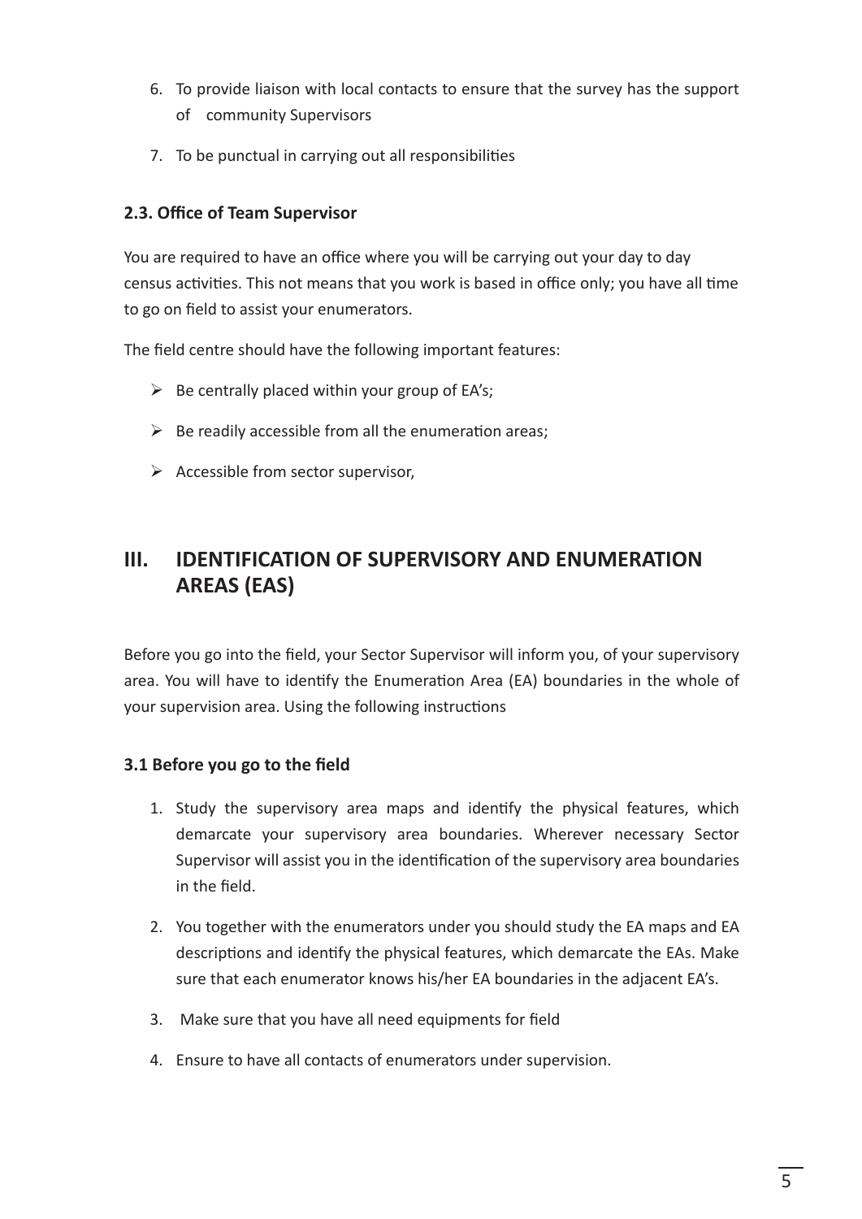6. To provide liaison with local contacts to ensure that the survey has the support of community Supervisors
7. To be punctual in carrying out all responsibilities

### 2.3. Office of Team Supervisor

You are required to have an office where you will be carrying out your day to day census activities. This not means that you work is based in office only; you have all time to go on field to assist your enumerators.

The field centre should have the following important features:

- Be centrally placed within your group of EA's;
- Be readily accessible from all the enumeration areas;
- Accessible from sector supervisor,

## III. IDENTIFICATION OF SUPERVISORY AND ENUMERATION AREAS (EAS)

Before you go into the field, your Sector Supervisor will inform you, of your supervisory area. You will have to identify the Enumeration Area (EA) boundaries in the whole of your supervision area. Using the following instructions

### 3.1 Before you go to the field

1. Study the supervisory area maps and identify the physical features, which demarcate your supervisory area boundaries. Wherever necessary Sector Supervisor will assist you in the identification of the supervisory area boundaries in the field.
2. You together with the enumerators under you should study the EA maps and EA descriptions and identify the physical features, which demarcate the EAs. Make sure that each enumerator knows his/her EA boundaries in the adjacent EA's.
3. Make sure that you have all need equipments for field
4. Ensure to have all contacts of enumerators under supervision.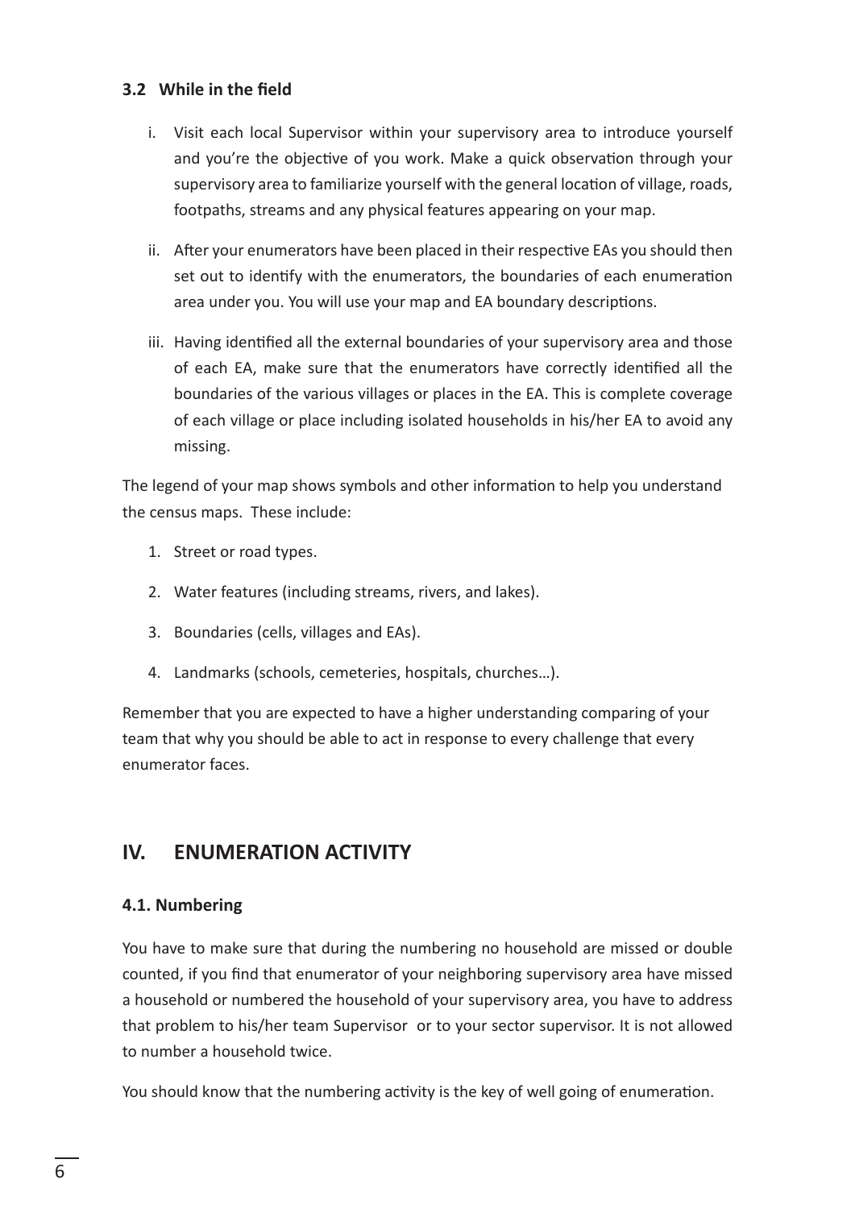### 3.2 While in the field

i. Visit each local Supervisor within your supervisory area to introduce yourself and you're the objective of you work. Make a quick observation through your supervisory area to familiarize yourself with the general location of village, roads, footpaths, streams and any physical features appearing on your map.

ii. After your enumerators have been placed in their respective EAs you should then set out to identify with the enumerators, the boundaries of each enumeration area under you. You will use your map and EA boundary descriptions.

iii. Having identified all the external boundaries of your supervisory area and those of each EA, make sure that the enumerators have correctly identified all the boundaries of the various villages or places in the EA. This is complete coverage of each village or place including isolated households in his/her EA to avoid any missing.

The legend of your map shows symbols and other information to help you understand the census maps. These include:

1. Street or road types.
2. Water features (including streams, rivers, and lakes).
3. Boundaries (cells, villages and EAs).
4. Landmarks (schools, cemeteries, hospitals, churches…).

Remember that you are expected to have a higher understanding comparing of your team that why you should be able to act in response to every challenge that every enumerator faces.

## IV. ENUMERATION ACTIVITY

### 4.1. Numbering

You have to make sure that during the numbering no household are missed or double counted, if you find that enumerator of your neighboring supervisory area have missed a household or numbered the household of your supervisory area, you have to address that problem to his/her team Supervisor or to your sector supervisor. It is not allowed to number a household twice.

You should know that the numbering activity is the key of well going of enumeration.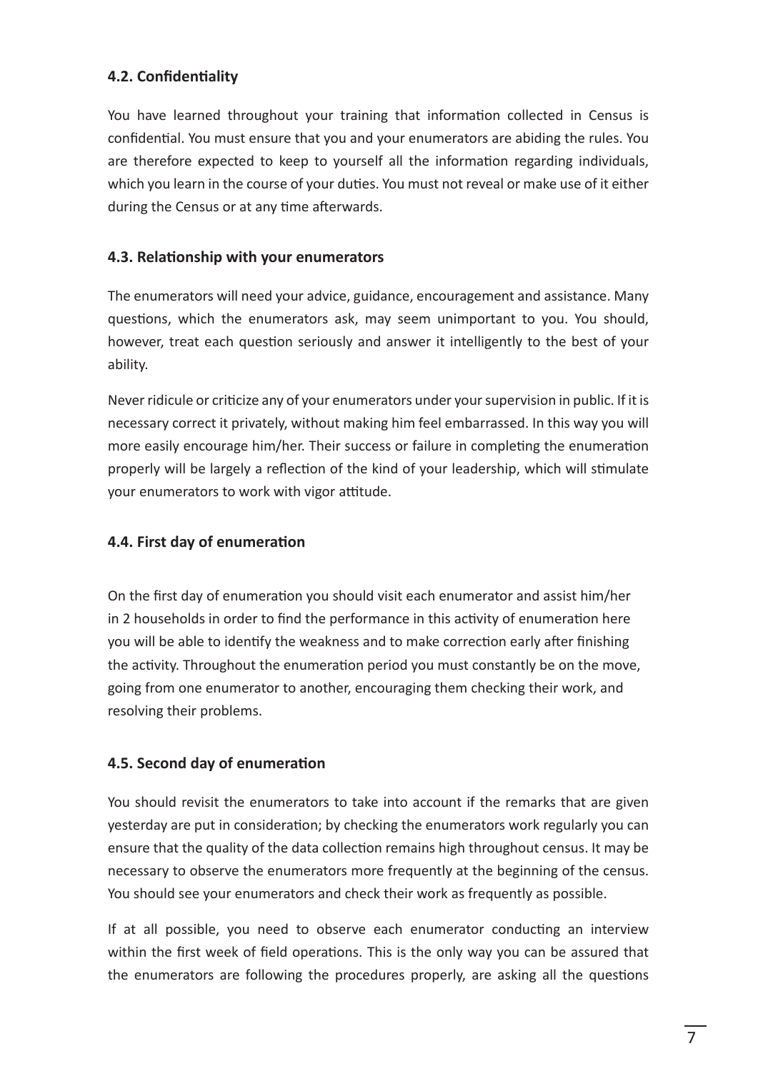### 4.2. Confidentiality

You have learned throughout your training that information collected in Census is confidential. You must ensure that you and your enumerators are abiding the rules. You are therefore expected to keep to yourself all the information regarding individuals, which you learn in the course of your duties. You must not reveal or make use of it either during the Census or at any time afterwards.

### 4.3. Relationship with your enumerators

The enumerators will need your advice, guidance, encouragement and assistance. Many questions, which the enumerators ask, may seem unimportant to you. You should, however, treat each question seriously and answer it intelligently to the best of your ability.

Never ridicule or criticize any of your enumerators under your supervision in public. If it is necessary correct it privately, without making him feel embarrassed. In this way you will more easily encourage him/her. Their success or failure in completing the enumeration properly will be largely a reflection of the kind of your leadership, which will stimulate your enumerators to work with vigor attitude.

### 4.4. First day of enumeration

On the first day of enumeration you should visit each enumerator and assist him/her in 2 households in order to find the performance in this activity of enumeration here you will be able to identify the weakness and to make correction early after finishing the activity. Throughout the enumeration period you must constantly be on the move, going from one enumerator to another, encouraging them checking their work, and resolving their problems.

### 4.5. Second day of enumeration

You should revisit the enumerators to take into account if the remarks that are given yesterday are put in consideration; by checking the enumerators work regularly you can ensure that the quality of the data collection remains high throughout census. It may be necessary to observe the enumerators more frequently at the beginning of the census. You should see your enumerators and check their work as frequently as possible.

If at all possible, you need to observe each enumerator conducting an interview within the first week of field operations. This is the only way you can be assured that the enumerators are following the procedures properly, are asking all the questions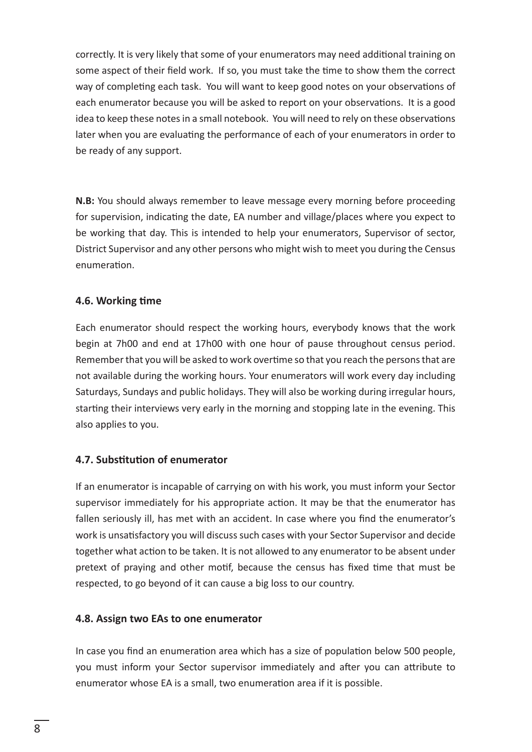correctly. It is very likely that some of your enumerators may need additional training on some aspect of their field work. If so, you must take the time to show them the correct way of completing each task. You will want to keep good notes on your observations of each enumerator because you will be asked to report on your observations. It is a good idea to keep these notes in a small notebook. You will need to rely on these observations later when you are evaluating the performance of each of your enumerators in order to be ready of any support.

**N.B:** You should always remember to leave message every morning before proceeding for supervision, indicating the date, EA number and village/places where you expect to be working that day. This is intended to help your enumerators, Supervisor of sector, District Supervisor and any other persons who might wish to meet you during the Census enumeration.

### 4.6. Working time

Each enumerator should respect the working hours, everybody knows that the work begin at 7h00 and end at 17h00 with one hour of pause throughout census period. Remember that you will be asked to work overtime so that you reach the persons that are not available during the working hours. Your enumerators will work every day including Saturdays, Sundays and public holidays. They will also be working during irregular hours, starting their interviews very early in the morning and stopping late in the evening. This also applies to you.

### 4.7. Substitution of enumerator

If an enumerator is incapable of carrying on with his work, you must inform your Sector supervisor immediately for his appropriate action. It may be that the enumerator has fallen seriously ill, has met with an accident. In case where you find the enumerator's work is unsatisfactory you will discuss such cases with your Sector Supervisor and decide together what action to be taken. It is not allowed to any enumerator to be absent under pretext of praying and other motif, because the census has fixed time that must be respected, to go beyond of it can cause a big loss to our country.

### 4.8. Assign two EAs to one enumerator

In case you find an enumeration area which has a size of population below 500 people, you must inform your Sector supervisor immediately and after you can attribute to enumerator whose EA is a small, two enumeration area if it is possible.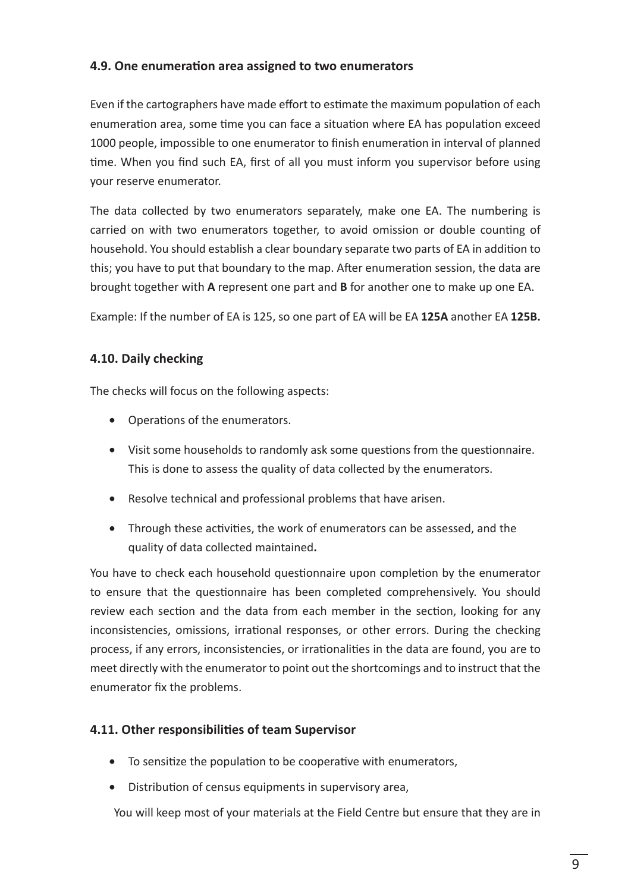### 4.9. One enumeration area assigned to two enumerators

Even if the cartographers have made effort to estimate the maximum population of each enumeration area, some time you can face a situation where EA has population exceed 1000 people, impossible to one enumerator to finish enumeration in interval of planned time. When you find such EA, first of all you must inform you supervisor before using your reserve enumerator.

The data collected by two enumerators separately, make one EA. The numbering is carried on with two enumerators together, to avoid omission or double counting of household. You should establish a clear boundary separate two parts of EA in addition to this; you have to put that boundary to the map. After enumeration session, the data are brought together with **A** represent one part and **B** for another one to make up one EA.

Example: If the number of EA is 125, so one part of EA will be EA **125A** another EA **125B.**

### 4.10. Daily checking

The checks will focus on the following aspects:

- Operations of the enumerators.
- Visit some households to randomly ask some questions from the questionnaire. This is done to assess the quality of data collected by the enumerators.
- Resolve technical and professional problems that have arisen.
- Through these activities, the work of enumerators can be assessed, and the quality of data collected maintained**.**

You have to check each household questionnaire upon completion by the enumerator to ensure that the questionnaire has been completed comprehensively. You should review each section and the data from each member in the section, looking for any inconsistencies, omissions, irrational responses, or other errors. During the checking process, if any errors, inconsistencies, or irrationalities in the data are found, you are to meet directly with the enumerator to point out the shortcomings and to instruct that the enumerator fix the problems.

### 4.11. Other responsibilities of team Supervisor

- To sensitize the population to be cooperative with enumerators,
- Distribution of census equipments in supervisory area,

You will keep most of your materials at the Field Centre but ensure that they are in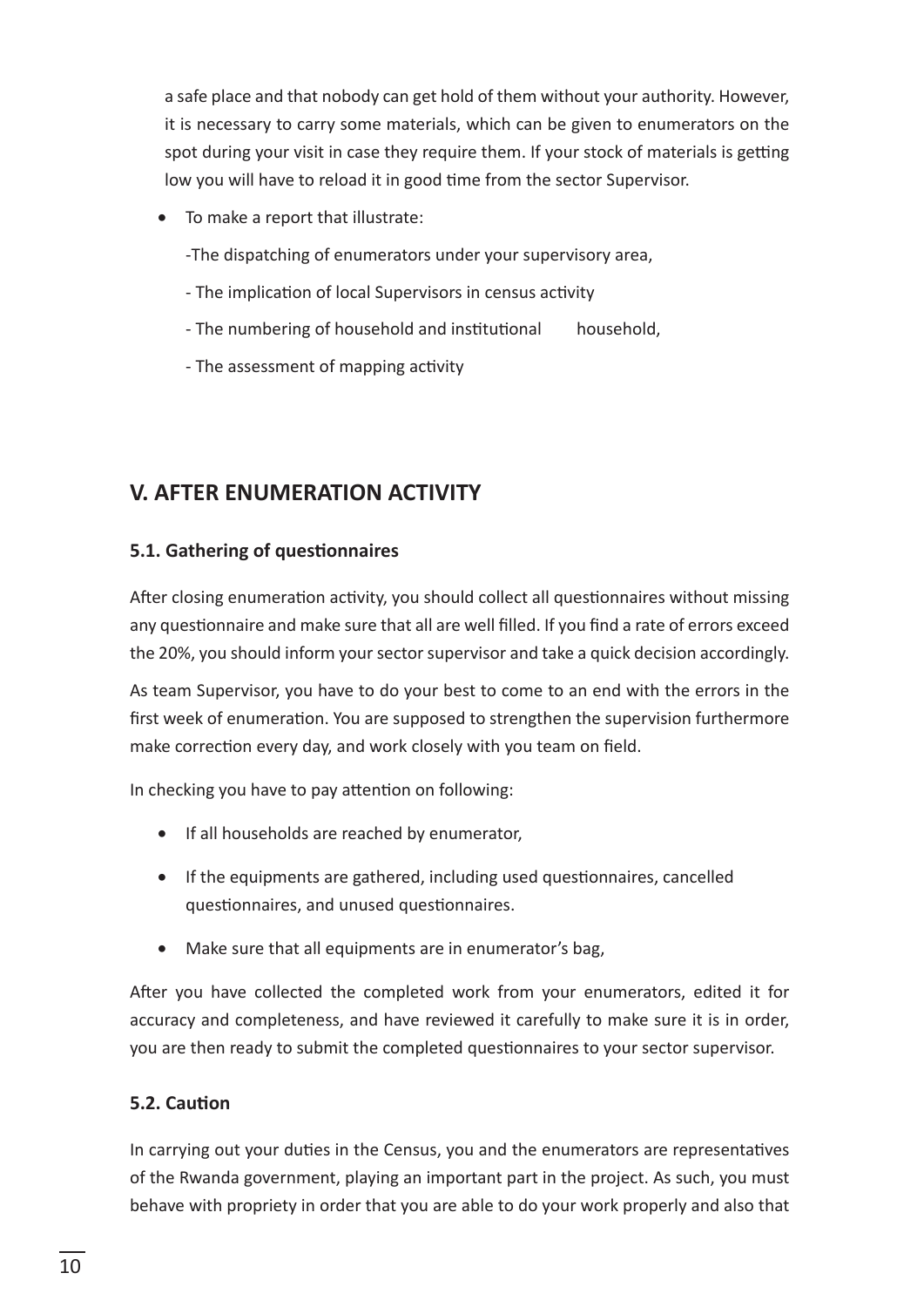a safe place and that nobody can get hold of them without your authority. However, it is necessary to carry some materials, which can be given to enumerators on the spot during your visit in case they require them. If your stock of materials is getting low you will have to reload it in good time from the sector Supervisor.

- To make a report that illustrate:

  -The dispatching of enumerators under your supervisory area,

  - The implication of local Supervisors in census activity

  - The numbering of household and institutional household,

  - The assessment of mapping activity

## V. AFTER ENUMERATION ACTIVITY

### 5.1. Gathering of questionnaires

After closing enumeration activity, you should collect all questionnaires without missing any questionnaire and make sure that all are well filled. If you find a rate of errors exceed the 20%, you should inform your sector supervisor and take a quick decision accordingly.

As team Supervisor, you have to do your best to come to an end with the errors in the first week of enumeration. You are supposed to strengthen the supervision furthermore make correction every day, and work closely with you team on field.

In checking you have to pay attention on following:

- If all households are reached by enumerator,
- If the equipments are gathered, including used questionnaires, cancelled questionnaires, and unused questionnaires.
- Make sure that all equipments are in enumerator's bag,

After you have collected the completed work from your enumerators, edited it for accuracy and completeness, and have reviewed it carefully to make sure it is in order, you are then ready to submit the completed questionnaires to your sector supervisor.

### 5.2. Caution

In carrying out your duties in the Census, you and the enumerators are representatives of the Rwanda government, playing an important part in the project. As such, you must behave with propriety in order that you are able to do your work properly and also that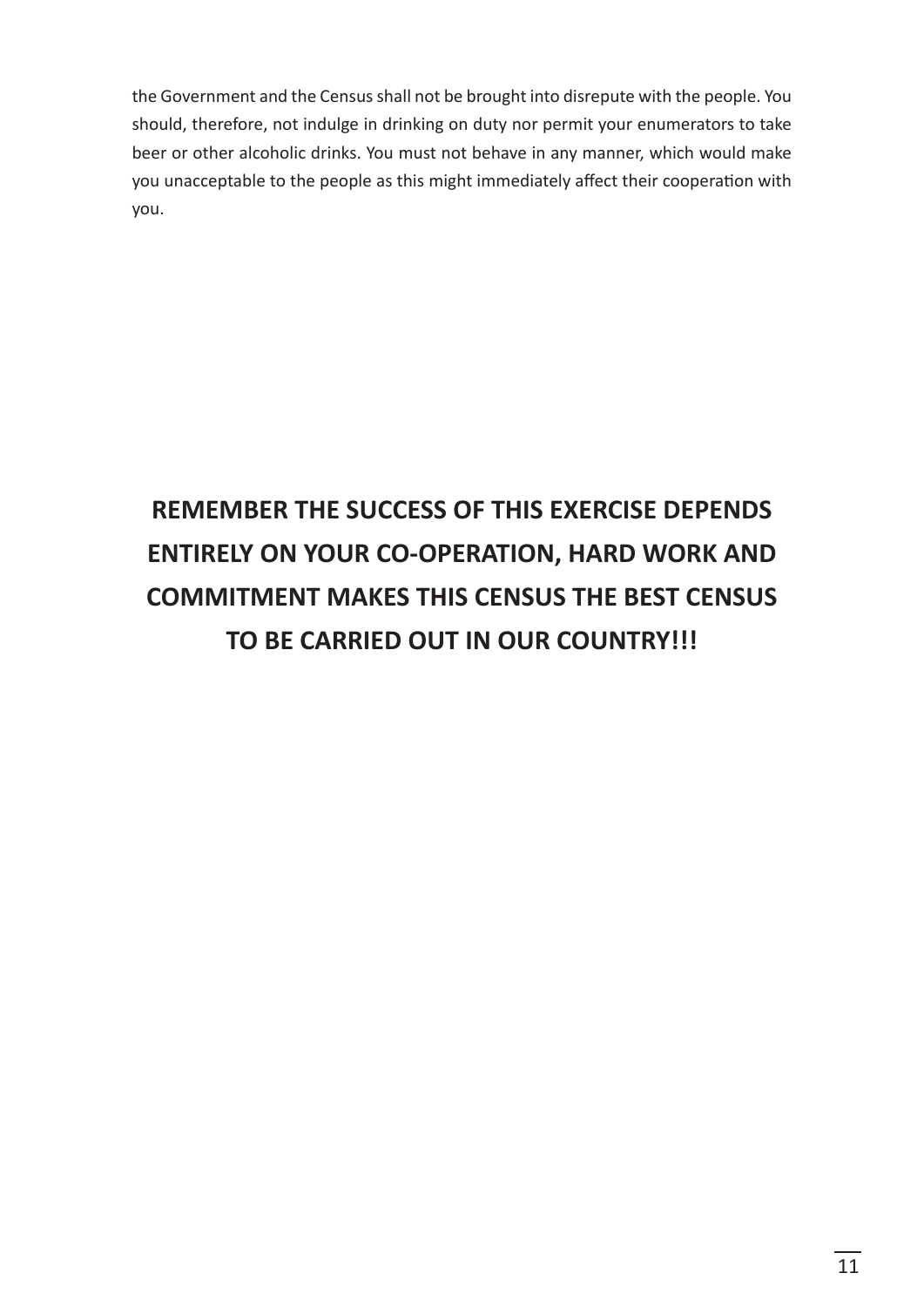the Government and the Census shall not be brought into disrepute with the people. You should, therefore, not indulge in drinking on duty nor permit your enumerators to take beer or other alcoholic drinks. You must not behave in any manner, which would make you unacceptable to the people as this might immediately affect their cooperation with you.

**REMEMBER THE SUCCESS OF THIS EXERCISE DEPENDS ENTIRELY ON YOUR CO-OPERATION, HARD WORK AND COMMITMENT MAKES THIS CENSUS THE BEST CENSUS TO BE CARRIED OUT IN OUR COUNTRY!!!**